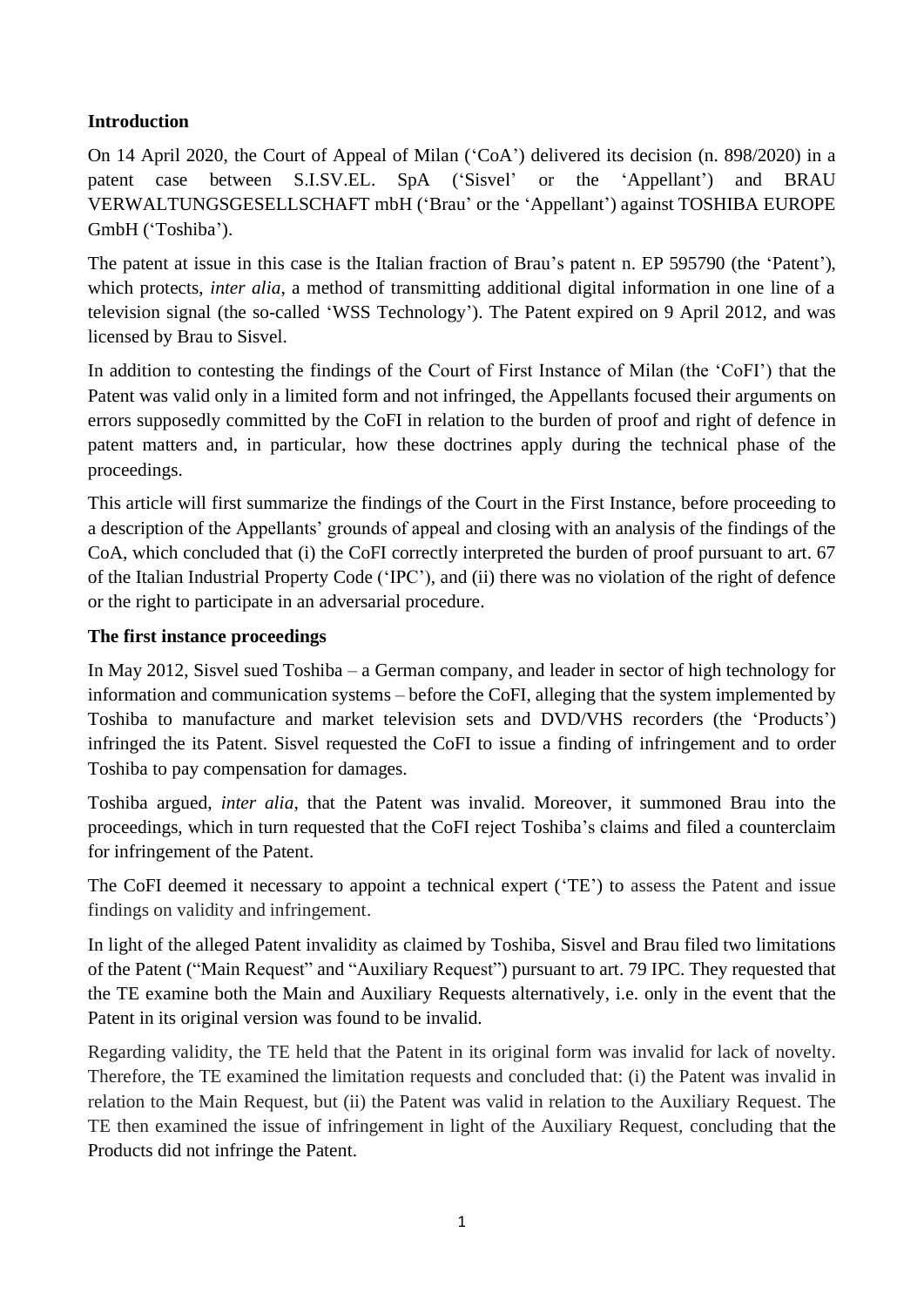**Introduction**

On 14 April 2020, the Court of Appeal of Milan ('CoA') delivered its decision (n. 898/2020) in a patent case between S.I.SV.EL. SpA ('Sisvel' or the 'Appellant') and BRAU VERWALTUNGSGESELLSCHAFT mbH ('Brau' or the 'Appellant') against TOSHIBA EUROPE GmbH ('Toshiba').

The patent at issue in this case is the Italian fraction of Brau's patent n. EP 595790 (the 'Patent'), which protects, *inter alia*, a method of transmitting additional digital information in one line of a television signal (the so-called 'WSS Technology'). The Patent expired on 9 April 2012, and was licensed by Brau to Sisvel.

In addition to contesting the findings of the Court of First Instance of Milan (the 'CoFI') that the Patent was valid only in a limited form and not infringed, the Appellants focused their arguments on errors supposedly committed by the CoFI in relation to the burden of proof and right of defence in patent matters and, in particular, how these doctrines apply during the technical phase of the proceedings.

This article will first summarize the findings of the Court in the First Instance, before proceeding to a description of the Appellants' grounds of appeal and closing with an analysis of the findings of the CoA, which concluded that (i) the CoFI correctly interpreted the burden of proof pursuant to art. 67 of the Italian Industrial Property Code ('IPC'), and (ii) there was no violation of the right of defence or the right to participate in an adversarial procedure.

**The first instance proceedings**

In May 2012, Sisvel sued Toshiba – a German company, and leader in sector of high technology for information and communication systems – before the CoFI, alleging that the system implemented by Toshiba to manufacture and market television sets and DVD/VHS recorders (the 'Products') infringed the its Patent. Sisvel requested the CoFI to issue a finding of infringement and to order Toshiba to pay compensation for damages.

Toshiba argued, *inter alia*, that the Patent was invalid. Moreover, it summoned Brau into the proceedings, which in turn requested that the CoFI reject Toshiba's claims and filed a counterclaim for infringement of the Patent.

The CoFI deemed it necessary to appoint a technical expert ('TE') to assess the Patent and issue findings on validity and infringement.

In light of the alleged Patent invalidity as claimed by Toshiba, Sisvel and Brau filed two limitations of the Patent ("Main Request" and "Auxiliary Request") pursuant to art. 79 IPC. They requested that the TE examine both the Main and Auxiliary Requests alternatively, i.e. only in the event that the Patent in its original version was found to be invalid.

Regarding validity, the TE held that the Patent in its original form was invalid for lack of novelty. Therefore, the TE examined the limitation requests and concluded that: (i) the Patent was invalid in relation to the Main Request, but (ii) the Patent was valid in relation to the Auxiliary Request. The TE then examined the issue of infringement in light of the Auxiliary Request, concluding that the Products did not infringe the Patent.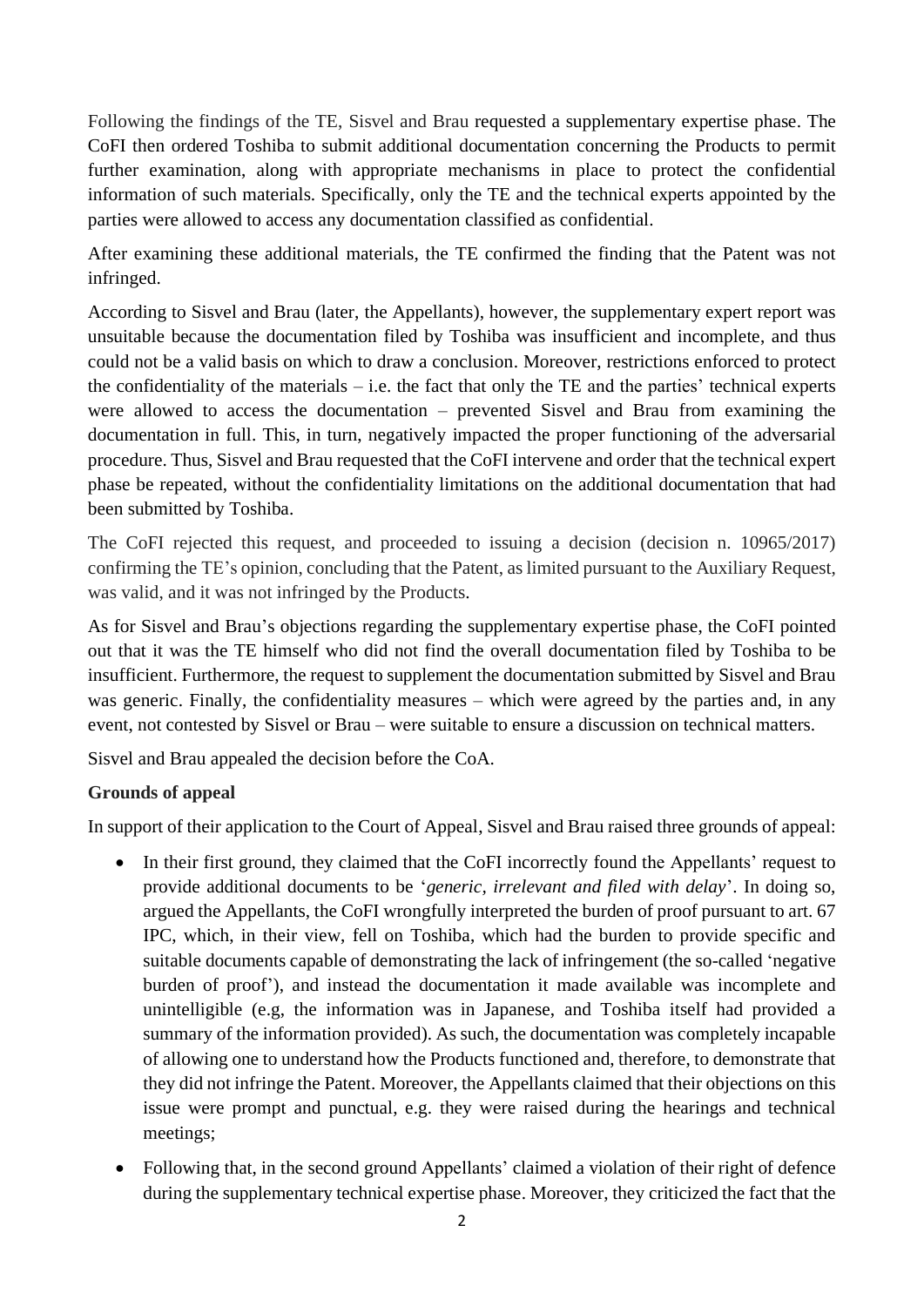Following the findings of the TE, Sisvel and Brau requested a supplementary expertise phase. The CoFI then ordered Toshiba to submit additional documentation concerning the Products to permit further examination, along with appropriate mechanisms in place to protect the confidential information of such materials. Specifically, only the TE and the technical experts appointed by the parties were allowed to access any documentation classified as confidential.

After examining these additional materials, the TE confirmed the finding that the Patent was not infringed.

According to Sisvel and Brau (later, the Appellants), however, the supplementary expert report was unsuitable because the documentation filed by Toshiba was insufficient and incomplete, and thus could not be a valid basis on which to draw a conclusion. Moreover, restrictions enforced to protect the confidentiality of the materials – i.e. the fact that only the TE and the parties' technical experts were allowed to access the documentation – prevented Sisvel and Brau from examining the documentation in full. This, in turn, negatively impacted the proper functioning of the adversarial procedure. Thus, Sisvel and Brau requested that the CoFI intervene and order that the technical expert phase be repeated, without the confidentiality limitations on the additional documentation that had been submitted by Toshiba.

The CoFI rejected this request, and proceeded to issuing a decision (decision n. 10965/2017) confirming the TE's opinion, concluding that the Patent, as limited pursuant to the Auxiliary Request, was valid, and it was not infringed by the Products.

As for Sisvel and Brau's objections regarding the supplementary expertise phase, the CoFI pointed out that it was the TE himself who did not find the overall documentation filed by Toshiba to be insufficient. Furthermore, the request to supplement the documentation submitted by Sisvel and Brau was generic. Finally, the confidentiality measures – which were agreed by the parties and, in any event, not contested by Sisvel or Brau – were suitable to ensure a discussion on technical matters.

Sisvel and Brau appealed the decision before the CoA.

**Grounds of appeal**

In support of their application to the Court of Appeal, Sisvel and Brau raised three grounds of appeal:

- In their first ground, they claimed that the CoFI incorrectly found the Appellants' request to provide additional documents to be '*generic, irrelevant and filed with delay*'. In doing so, argued the Appellants, the CoFI wrongfully interpreted the burden of proof pursuant to art. 67 IPC, which, in their view, fell on Toshiba, which had the burden to provide specific and suitable documents capable of demonstrating the lack of infringement (the so-called 'negative burden of proof'), and instead the documentation it made available was incomplete and unintelligible (e.g, the information was in Japanese, and Toshiba itself had provided a summary of the information provided). As such, the documentation was completely incapable of allowing one to understand how the Products functioned and, therefore, to demonstrate that they did not infringe the Patent. Moreover, the Appellants claimed that their objections on this issue were prompt and punctual, e.g. they were raised during the hearings and technical meetings;
- Following that, in the second ground Appellants' claimed a violation of their right of defence during the supplementary technical expertise phase. Moreover, they criticized the fact that the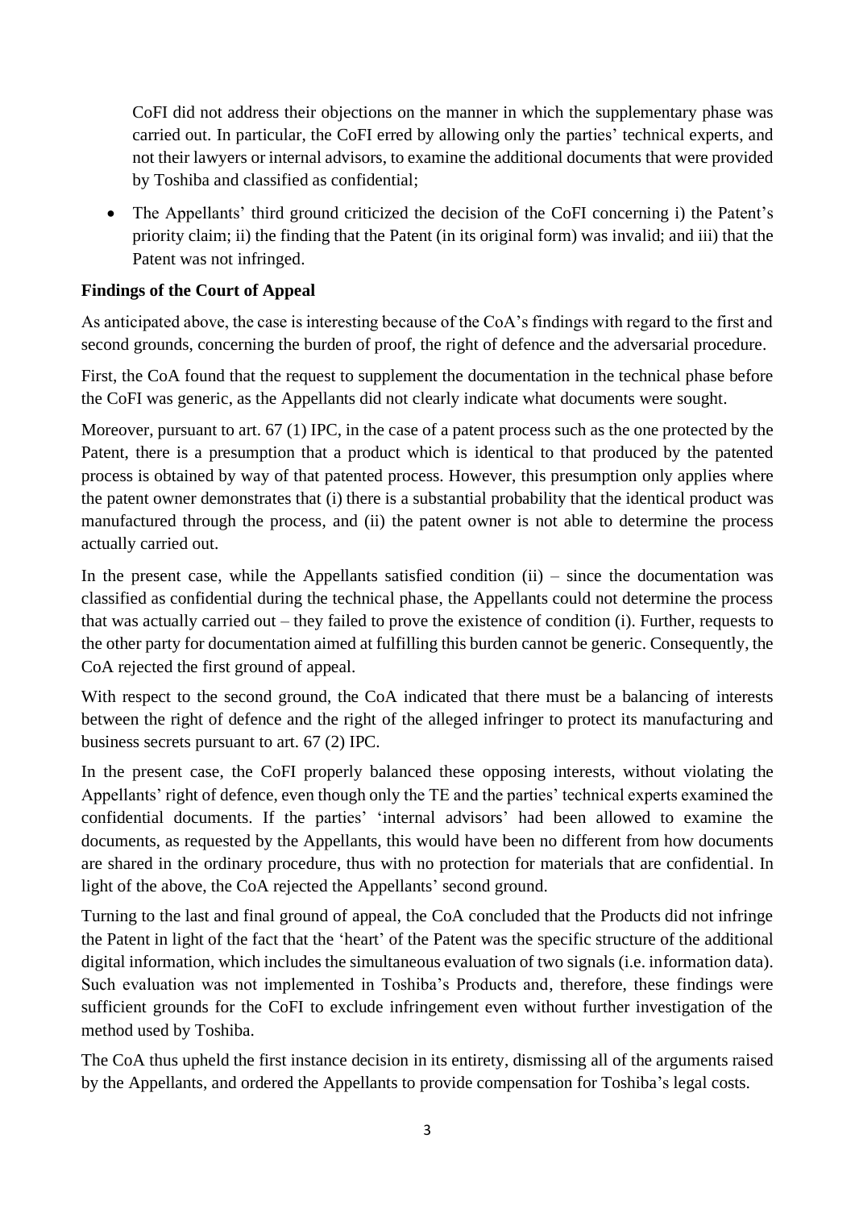CoFI did not address their objections on the manner in which the supplementary phase was carried out. In particular, the CoFI erred by allowing only the parties' technical experts, and not their lawyers or internal advisors, to examine the additional documents that were provided by Toshiba and classified as confidential;

- The Appellants' third ground criticized the decision of the CoFI concerning i) the Patent's priority claim; ii) the finding that the Patent (in its original form) was invalid; and iii) that the Patent was not infringed.

**Findings of the Court of Appeal**

As anticipated above, the case is interesting because of the CoA's findings with regard to the first and second grounds, concerning the burden of proof, the right of defence and the adversarial procedure.

First, the CoA found that the request to supplement the documentation in the technical phase before the CoFI was generic, as the Appellants did not clearly indicate what documents were sought.

Moreover, pursuant to art. 67 (1) IPC, in the case of a patent process such as the one protected by the Patent, there is a presumption that a product which is identical to that produced by the patented process is obtained by way of that patented process. However, this presumption only applies where the patent owner demonstrates that (i) there is a substantial probability that the identical product was manufactured through the process, and (ii) the patent owner is not able to determine the process actually carried out.

In the present case, while the Appellants satisfied condition (ii) – since the documentation was classified as confidential during the technical phase, the Appellants could not determine the process that was actually carried out – they failed to prove the existence of condition (i). Further, requests to the other party for documentation aimed at fulfilling this burden cannot be generic. Consequently, the CoA rejected the first ground of appeal.

With respect to the second ground, the CoA indicated that there must be a balancing of interests between the right of defence and the right of the alleged infringer to protect its manufacturing and business secrets pursuant to art. 67 (2) IPC.

In the present case, the CoFI properly balanced these opposing interests, without violating the Appellants' right of defence, even though only the TE and the parties' technical experts examined the confidential documents. If the parties' 'internal advisors' had been allowed to examine the documents, as requested by the Appellants, this would have been no different from how documents are shared in the ordinary procedure, thus with no protection for materials that are confidential. In light of the above, the CoA rejected the Appellants' second ground.

Turning to the last and final ground of appeal, the CoA concluded that the Products did not infringe the Patent in light of the fact that the 'heart' of the Patent was the specific structure of the additional digital information, which includes the simultaneous evaluation of two signals (i.e. information data). Such evaluation was not implemented in Toshiba's Products and, therefore, these findings were sufficient grounds for the CoFI to exclude infringement even without further investigation of the method used by Toshiba.

The CoA thus upheld the first instance decision in its entirety, dismissing all of the arguments raised by the Appellants, and ordered the Appellants to provide compensation for Toshiba's legal costs.